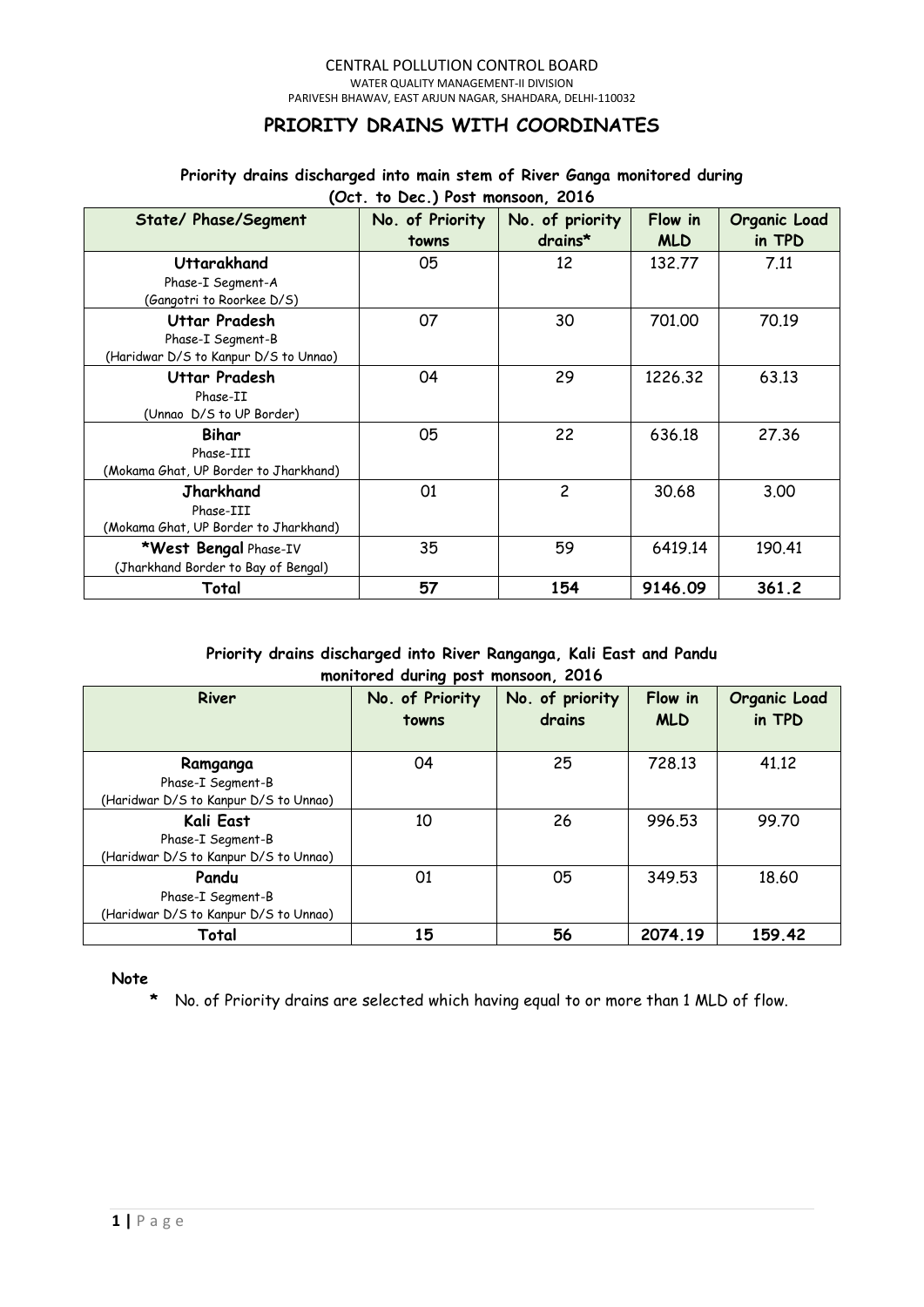CENTRAL POLLUTION CONTROL BOARD
WATER QUALITY MANAGEMENT-II DIVISION
PARIVESH BHAWAV, EAST ARJUN NAGAR, SHAHDARA, DELHI-110032

# PRIORITY DRAINS WITH COORDINATES

**Priority drains discharged into main stem of River Ganga monitored during (Oct. to Dec.) Post monsoon, 2016**

| State/ Phase/Segment | No. of Priority towns | No. of priority drains* | Flow in MLD | Organic Load in TPD |
|---|---|---|---|---|
| **Uttarakhand** Phase-I Segment-A (Gangotri to Roorkee D/S) | 05 | 12 | 132.77 | 7.11 |
| **Uttar Pradesh** Phase-I Segment-B (Haridwar D/S to Kanpur D/S to Unnao) | 07 | 30 | 701.00 | 70.19 |
| **Uttar Pradesh** Phase-II (Unnao D/S to UP Border) | 04 | 29 | 1226.32 | 63.13 |
| **Bihar** Phase-III (Mokama Ghat, UP Border to Jharkhand) | 05 | 22 | 636.18 | 27.36 |
| **Jharkhand** Phase-III (Mokama Ghat, UP Border to Jharkhand) | 01 | 2 | 30.68 | 3.00 |
| ***West Bengal** Phase-IV (Jharkhand Border to Bay of Bengal) | 35 | 59 | 6419.14 | 190.41 |
| **Total** | **57** | **154** | **9146.09** | **361.2** |

**Priority drains discharged into River Ranganga, Kali East and Pandu monitored during post monsoon, 2016**

| River | No. of Priority towns | No. of priority drains | Flow in MLD | Organic Load in TPD |
|---|---|---|---|---|
| **Ramganga** Phase-I Segment-B (Haridwar D/S to Kanpur D/S to Unnao) | 04 | 25 | 728.13 | 41.12 |
| **Kali East** Phase-I Segment-B (Haridwar D/S to Kanpur D/S to Unnao) | 10 | 26 | 996.53 | 99.70 |
| **Pandu** Phase-I Segment-B (Haridwar D/S to Kanpur D/S to Unnao) | 01 | 05 | 349.53 | 18.60 |
| **Total** | **15** | **56** | **2074.19** | **159.42** |

**Note**

\* No. of Priority drains are selected which having equal to or more than 1 MLD of flow.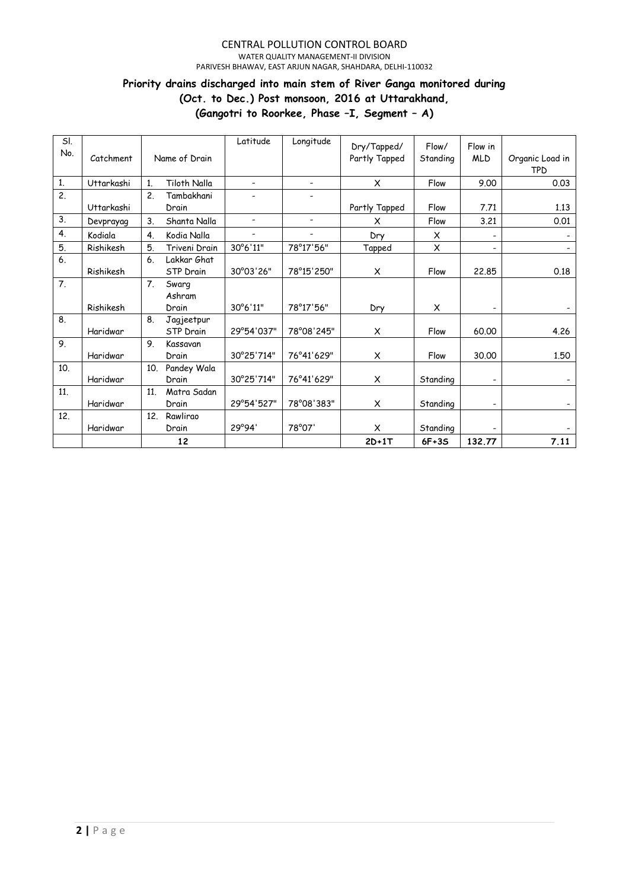CENTRAL POLLUTION CONTROL BOARD
WATER QUALITY MANAGEMENT-II DIVISION
PARIVESH BHAWAV, EAST ARJUN NAGAR, SHAHDARA, DELHI-110032

## Priority drains discharged into main stem of River Ganga monitored during (Oct. to Dec.) Post monsoon, 2016 at Uttarakhand, (Gangotri to Roorkee, Phase –I, Segment – A)

| Sl. No. | Catchment | Name of Drain | Latitude | Longitude | Dry/Tapped/ Partly Tapped | Flow/ Standing | Flow in MLD | Organic Load in TPD |
|---|---|---|---|---|---|---|---|---|
| 1. | Uttarkashi | 1. Tiloth Nalla | - | - | X | Flow | 9.00 | 0.03 |
| 2. | Uttarkashi | 2. Tambakhani Drain | - | - | Partly Tapped | Flow | 7.71 | 1.13 |
| 3. | Devprayag | 3. Shanta Nalla | - | - | X | Flow | 3.21 | 0.01 |
| 4. | Kodiala | 4. Kodia Nalla | - | - | Dry | X | - | - |
| 5. | Rishikesh | 5. Triveni Drain | 30°6'11" | 78°17'56" | Tapped | X | - | - |
| 6. | Rishikesh | 6. Lakkar Ghat STP Drain | 30°03'26" | 78°15'250" | X | Flow | 22.85 | 0.18 |
| 7. | Rishikesh | 7. Swarg Ashram Drain | 30°6'11" | 78°17'56" | Dry | X | - | - |
| 8. | Haridwar | 8. Jagjeetpur STP Drain | 29°54'037" | 78°08'245" | X | Flow | 60.00 | 4.26 |
| 9. | Haridwar | 9. Kassavan Drain | 30°25'714" | 76°41'629" | X | Flow | 30.00 | 1.50 |
| 10. | Haridwar | 10. Pandey Wala Drain | 30°25'714" | 76°41'629" | X | Standing | - | - |
| 11. | Haridwar | 11. Matra Sadan Drain | 29°54'527" | 78°08'383" | X | Standing | - | - |
| 12. | Haridwar | 12. Rawlirao Drain | 29°94' | 78°07' | X | Standing | - | - |
| | | **12** | | | **2D+1T** | **6F+3S** | **132.77** | **7.11** |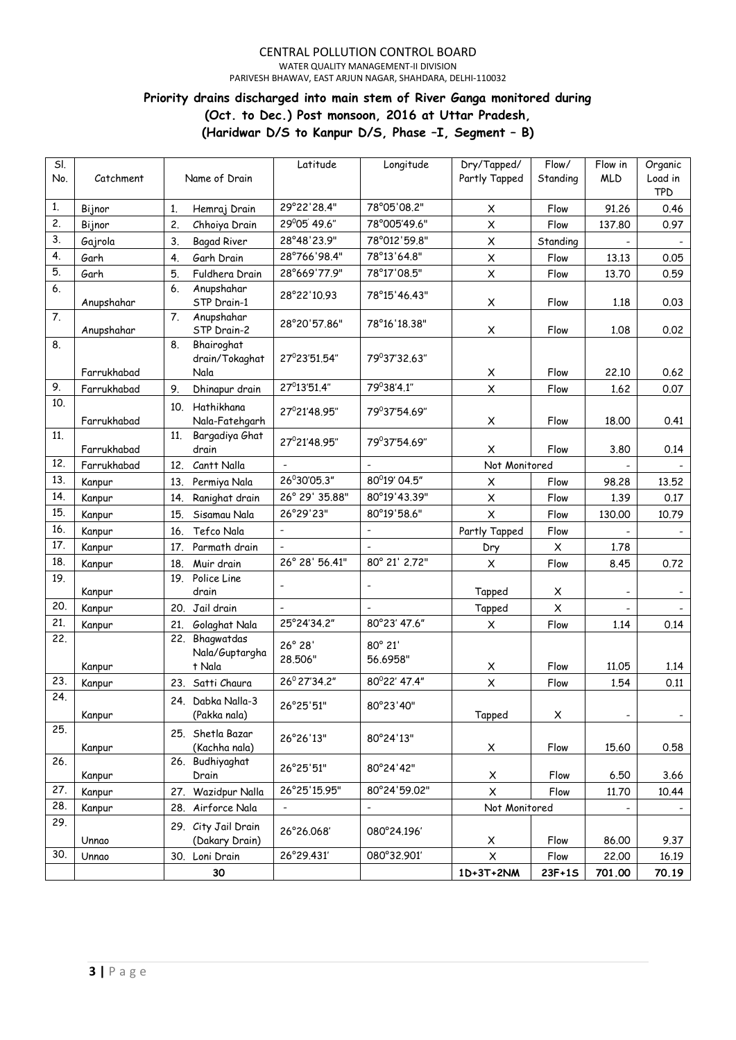CENTRAL POLLUTION CONTROL BOARD
WATER QUALITY MANAGEMENT-II DIVISION
PARIVESH BHAWAV, EAST ARJUN NAGAR, SHAHDARA, DELHI-110032

## Priority drains discharged into main stem of River Ganga monitored during (Oct. to Dec.) Post monsoon, 2016 at Uttar Pradesh, (Haridwar D/S to Kanpur D/S, Phase –I, Segment – B)

| Sl. No. | Catchment | Name of Drain | Latitude | Longitude | Dry/Tapped/ Partly Tapped | Flow/ Standing | Flow in MLD | Organic Load in TPD |
|---|---|---|---|---|---|---|---|---|
| 1. | Bijnor | 1. Hemraj Drain | 29°22'28.4" | 78°05'08.2" | X | Flow | 91.26 | 0.46 |
| 2. | Bijnor | 2. Chhoiya Drain | 29°05' 49.6" | 78°005'49.6" | X | Flow | 137.80 | 0.97 |
| 3. | Gajrola | 3. Bagad River | 28°48'23.9" | 78°012'59.8" | X | Standing | - | - |
| 4. | Garh | 4. Garh Drain | 28°766'98.4" | 78°13'64.8" | X | Flow | 13.13 | 0.05 |
| 5. | Garh | 5. Fuldhera Drain | 28°669'77.9" | 78°17'08.5" | X | Flow | 13.70 | 0.59 |
| 6. | Anupshahar | 6. Anupshahar STP Drain-1 | 28°22'10.93 | 78°15'46.43" | X | Flow | 1.18 | 0.03 |
| 7. | Anupshahar | 7. Anupshahar STP Drain-2 | 28°20'57.86" | 78°16'18.38" | X | Flow | 1.08 | 0.02 |
| 8. | Farrukhabad | 8. Bhairoghat drain/Tokaghat Nala | 27°23'51.54" | 79°37'32.63" | X | Flow | 22.10 | 0.62 |
| 9. | Farrukhabad | 9. Dhinapur drain | 27°13'51.4" | 79°38'4.1" | X | Flow | 1.62 | 0.07 |
| 10. | Farrukhabad | 10. Hathikhana Nala-Fatehgarh | 27°21'48.95" | 79°37'54.69" | X | Flow | 18.00 | 0.41 |
| 11. | Farrukhabad | 11. Bargadiya Ghat drain | 27°21'48.95" | 79°37'54.69" | X | Flow | 3.80 | 0.14 |
| 12. | Farrukhabad | 12. Cantt Nalla | - | - | Not Monitored | | - | - |
| 13. | Kanpur | 13. Permiya Nala | 26°30'05.3" | 80°19' 04.5" | X | Flow | 98.28 | 13.52 |
| 14. | Kanpur | 14. Ranighat drain | 26° 29' 35.88" | 80°19'43.39" | X | Flow | 1.39 | 0.17 |
| 15. | Kanpur | 15. Sisamau Nala | 26°29'23" | 80°19'58.6" | X | Flow | 130.00 | 10.79 |
| 16. | Kanpur | 16. Tefco Nala | - | - | Partly Tapped | Flow | - | - |
| 17. | Kanpur | 17. Parmath drain | - | - | Dry | X | 1.78 | |
| 18. | Kanpur | 18. Muir drain | 26° 28' 56.41" | 80° 21' 2.72" | X | Flow | 8.45 | 0.72 |
| 19. | Kanpur | 19. Police Line drain | - | - | Tapped | X | - | - |
| 20. | Kanpur | 20. Jail drain | - | - | Tapped | X | - | - |
| 21. | Kanpur | 21. Golaghat Nala | 25°24'34.2" | 80°23' 47.6" | X | Flow | 1.14 | 0.14 |
| 22. | Kanpur | 22. Bhagwatdas Nala/Guptarghat Nala | 26° 28' 28.506" | 80° 21' 56.6958" | X | Flow | 11.05 | 1.14 |
| 23. | Kanpur | 23. Satti Chaura | 26° 27'34.2" | 80°22' 47.4" | X | Flow | 1.54 | 0.11 |
| 24. | Kanpur | 24. Dabka Nalla-3 (Pakka nala) | 26°25'51" | 80°23'40" | Tapped | X | - | - |
| 25. | Kanpur | 25. Shetla Bazar (Kachha nala) | 26°26'13" | 80°24'13" | X | Flow | 15.60 | 0.58 |
| 26. | Kanpur | 26. Budhiyaghat Drain | 26°25'51" | 80°24'42" | X | Flow | 6.50 | 3.66 |
| 27. | Kanpur | 27. Wazidpur Nalla | 26°25'15.95" | 80°24'59.02" | X | Flow | 11.70 | 10.44 |
| 28. | Kanpur | 28. Airforce Nala | - | - | Not Monitored | | - | - |
| 29. | Unnao | 29. City Jail Drain (Dakary Drain) | 26°26.068' | 080°24.196' | X | Flow | 86.00 | 9.37 |
| 30. | Unnao | 30. Loni Drain | 26°29.431' | 080°32.901' | X | Flow | 22.00 | 16.19 |
| | | **30** | | | **1D+3T+2NM** | **23F+1S** | **701.00** | **70.19** |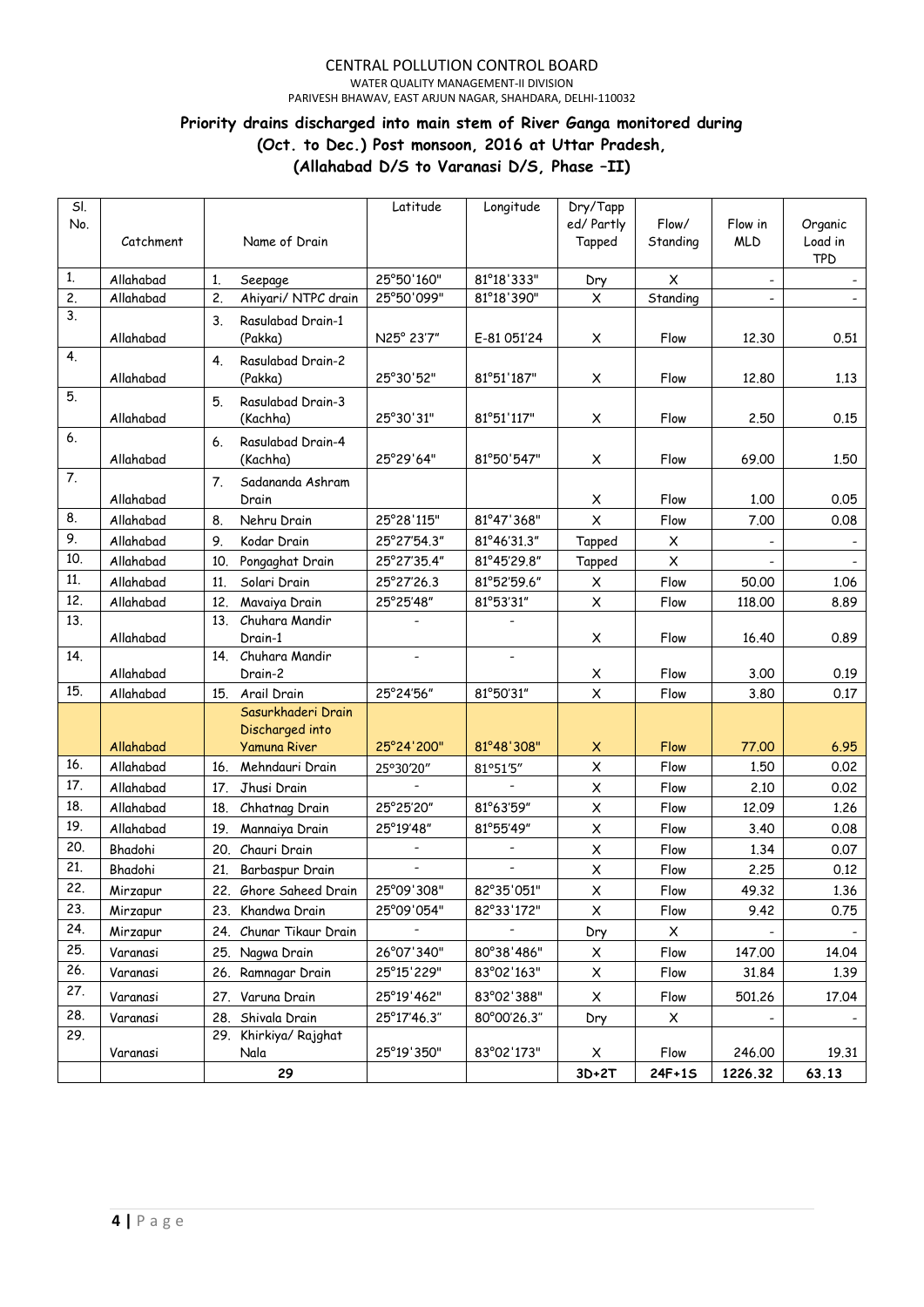CENTRAL POLLUTION CONTROL BOARD

WATER QUALITY MANAGEMENT-II DIVISION

PARIVESH BHAWAV, EAST ARJUN NAGAR, SHAHDARA, DELHI-110032

## Priority drains discharged into main stem of River Ganga monitored during (Oct. to Dec.) Post monsoon, 2016 at Uttar Pradesh, (Allahabad D/S to Varanasi D/S, Phase –II)

| Sl. No. | Catchment | Name of Drain | Latitude | Longitude | Dry/Tapped/ Partly Tapped | Flow/ Standing | Flow in MLD | Organic Load in TPD |
|---|---|---|---|---|---|---|---|---|
| 1. | Allahabad | 1. Seepage | 25°50'160" | 81°18'333" | Dry | X | - | - |
| 2. | Allahabad | 2. Ahiyari/ NTPC drain | 25°50'099" | 81°18'390" | X | Standing | - | - |
| 3. | Allahabad | 3. Rasulabad Drain-1 (Pakka) | N25° 23'7" | E-81 051'24 | X | Flow | 12.30 | 0.51 |
| 4. | Allahabad | 4. Rasulabad Drain-2 (Pakka) | 25°30'52" | 81°51'187" | X | Flow | 12.80 | 1.13 |
| 5. | Allahabad | 5. Rasulabad Drain-3 (Kachha) | 25°30'31" | 81°51'117" | X | Flow | 2.50 | 0.15 |
| 6. | Allahabad | 6. Rasulabad Drain-4 (Kachha) | 25°29'64" | 81°50'547" | X | Flow | 69.00 | 1.50 |
| 7. | Allahabad | 7. Sadananda Ashram Drain | | | X | Flow | 1.00 | 0.05 |
| 8. | Allahabad | 8. Nehru Drain | 25°28'115" | 81°47'368" | X | Flow | 7.00 | 0.08 |
| 9. | Allahabad | 9. Kodar Drain | 25°27'54.3" | 81°46'31.3" | Tapped | X | - | - |
| 10. | Allahabad | 10. Pongaghat Drain | 25°27'35.4" | 81°45'29.8" | Tapped | X | - | - |
| 11. | Allahabad | 11. Solari Drain | 25°27'26.3 | 81°52'59.6" | X | Flow | 50.00 | 1.06 |
| 12. | Allahabad | 12. Mavaiya Drain | 25°25'48" | 81°53'31" | X | Flow | 118.00 | 8.89 |
| 13. | Allahabad | 13. Chuhara Mandir Drain-1 | - | - | X | Flow | 16.40 | 0.89 |
| 14. | Allahabad | 14. Chuhara Mandir Drain-2 | - | - | X | Flow | 3.00 | 0.19 |
| 15. | Allahabad | 15. Arail Drain | 25°24'56" | 81°50'31" | X | Flow | 3.80 | 0.17 |
| | Allahabad | Sasurkhaderi Drain Discharged into Yamuna River | 25°24'200" | 81°48'308" | X | Flow | 77.00 | 6.95 |
| 16. | Allahabad | 16. Mehndauri Drain | 25°30'20" | 81°51'5" | X | Flow | 1.50 | 0.02 |
| 17. | Allahabad | 17. Jhusi Drain | - | - | X | Flow | 2.10 | 0.02 |
| 18. | Allahabad | 18. Chhatnag Drain | 25°25'20" | 81°63'59" | X | Flow | 12.09 | 1.26 |
| 19. | Allahabad | 19. Mannaiya Drain | 25°19'48" | 81°55'49" | X | Flow | 3.40 | 0.08 |
| 20. | Bhadohi | 20. Chauri Drain | - | - | X | Flow | 1.34 | 0.07 |
| 21. | Bhadohi | 21. Barbaspur Drain | - | - | X | Flow | 2.25 | 0.12 |
| 22. | Mirzapur | 22. Ghore Saheed Drain | 25°09'308" | 82°35'051" | X | Flow | 49.32 | 1.36 |
| 23. | Mirzapur | 23. Khandwa Drain | 25°09'054" | 82°33'172" | X | Flow | 9.42 | 0.75 |
| 24. | Mirzapur | 24. Chunar Tikaur Drain | - | - | Dry | X | - | - |
| 25. | Varanasi | 25. Nagwa Drain | 26°07'340" | 80°38'486" | X | Flow | 147.00 | 14.04 |
| 26. | Varanasi | 26. Ramnagar Drain | 25°15'229" | 83°02'163" | X | Flow | 31.84 | 1.39 |
| 27. | Varanasi | 27. Varuna Drain | 25°19'462" | 83°02'388" | X | Flow | 501.26 | 17.04 |
| 28. | Varanasi | 28. Shivala Drain | 25°17'46.3" | 80°00'26.3" | Dry | X | - | - |
| 29. | Varanasi | 29. Khirkiya/ Rajghat Nala | 25°19'350" | 83°02'173" | X | Flow | 246.00 | 19.31 |
| | | **29** | | | **3D+2T** | **24F+1S** | **1226.32** | **63.13** |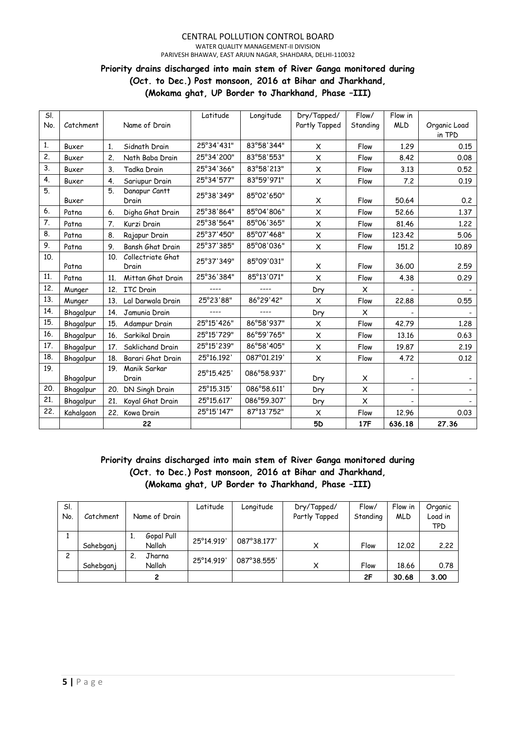CENTRAL POLLUTION CONTROL BOARD
WATER QUALITY MANAGEMENT-II DIVISION
PARIVESH BHAWAV, EAST ARJUN NAGAR, SHAHDARA, DELHI-110032

**Priority drains discharged into main stem of River Ganga monitored during (Oct. to Dec.) Post monsoon, 2016 at Bihar and Jharkhand, (Mokama ghat, UP Border to Jharkhand, Phase –III)**

| Sl. No. | Catchment | Name of Drain | Latitude | Longitude | Dry/Tapped/ Partly Tapped | Flow/ Standing | Flow in MLD | Organic Load in TPD |
|---|---|---|---|---|---|---|---|---|
| 1. | Buxer | 1. Sidnath Drain | 25°34'431" | 83°58'344" | X | Flow | 1.29 | 0.15 |
| 2. | Buxer | 2. Nath Baba Drain | 25°34'200" | 83°58'553" | X | Flow | 8.42 | 0.08 |
| 3. | Buxer | 3. Tadka Drain | 25°34'366" | 83°58'213" | X | Flow | 3.13 | 0.52 |
| 4. | Buxer | 4. Sariupur Drain | 25°34'577" | 83°59'971" | X | Flow | 7.2 | 0.19 |
| 5. | Buxer | 5. Danapur Cantt Drain | 25°38'349" | 85°02'650" | X | Flow | 50.64 | 0.2 |
| 6. | Patna | 6. Digha Ghat Drain | 25°38'864" | 85°04'806" | X | Flow | 52.66 | 1.37 |
| 7. | Patna | 7. Kurzi Drain | 25°38'564" | 85°06'365" | X | Flow | 81.46 | 1.22 |
| 8. | Patna | 8. Rajapur Drain | 25°37'450" | 85°07'468" | X | Flow | 123.42 | 5.06 |
| 9. | Patna | 9. Bansh Ghat Drain | 25°37'385" | 85°08'036" | X | Flow | 151.2 | 10.89 |
| 10. | Patna | 10. Collectriate Ghat Drain | 25°37'349" | 85°09'031" | X | Flow | 36.00 | 2.59 |
| 11. | Patna | 11. Mittan Ghat Drain | 25°36'384" | 85°13'071" | X | Flow | 4.38 | 0.29 |
| 12. | Munger | 12. ITC Drain | ---- | ---- | Dry | X | - | - |
| 13. | Munger | 13. Lal Darwala Drain | 25°23'88" | 86°29'42" | X | Flow | 22.88 | 0.55 |
| 14. | Bhagalpur | 14. Jamunia Drain | ---- | ---- | Dry | X | - | - |
| 15. | Bhagalpur | 15. Adampur Drain | 25°15'426" | 86°58'937" | X | Flow | 42.79 | 1.28 |
| 16. | Bhagalpur | 16. Sarkikal Drain | 25°15'729" | 86°59'765" | X | Flow | 13.16 | 0.63 |
| 17. | Bhagalpur | 17. Saklichand Drain | 25°15'239" | 86°58'405" | X | Flow | 19.87 | 2.19 |
| 18. | Bhagalpur | 18. Barari Ghat Drain | 25°16.192' | 087°01.219' | X | Flow | 4.72 | 0.12 |
| 19. | Bhagalpur | 19. Manik Sarkar Drain | 25°15.425' | 086°58.937' | Dry | X | - | - |
| 20. | Bhagalpur | 20. DN Singh Drain | 25°15.315' | 086°58.611' | Dry | X | - | - |
| 21. | Bhagalpur | 21. Koyal Ghat Drain | 25°15.617' | 086°59.307' | Dry | X | - | - |
| 22. | Kahalgaon | 22. Kowa Drain | 25°15'147" | 87°13'752" | X | Flow | 12.96 | 0.03 |
| | | **22** | | | **5D** | **17F** | **636.18** | **27.36** |

**Priority drains discharged into main stem of River Ganga monitored during (Oct. to Dec.) Post monsoon, 2016 at Bihar and Jharkhand, (Mokama ghat, UP Border to Jharkhand, Phase –III)**

| Sl. No. | Catchment | Name of Drain | Latitude | Longitude | Dry/Tapped/ Partly Tapped | Flow/ Standing | Flow in MLD | Organic Load in TPD |
|---|---|---|---|---|---|---|---|---|
| 1 | Sahebganj | 1. Gopal Pull Nallah | 25°14.919' | 087°38.177' | X | Flow | 12.02 | 2.22 |
| 2 | Sahebganj | 2. Jharna Nallah | 25°14.919' | 087°38.555' | X | Flow | 18.66 | 0.78 |
| | | **2** | | | | **2F** | **30.68** | **3.00** |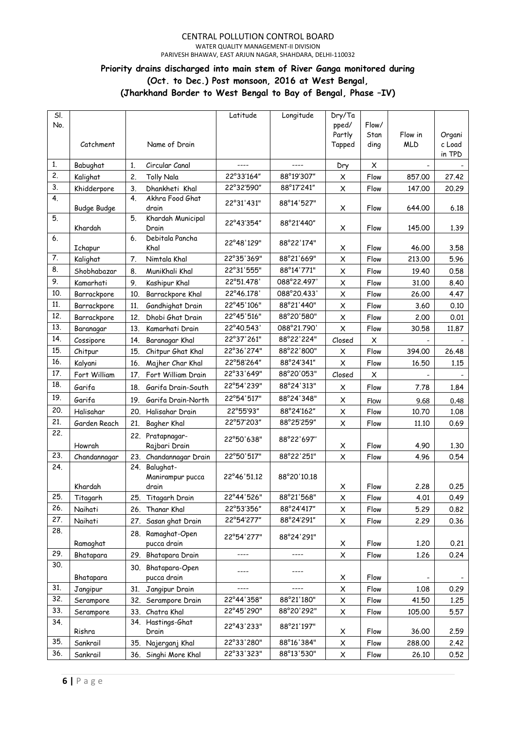CENTRAL POLLUTION CONTROL BOARD

WATER QUALITY MANAGEMENT-II DIVISION

PARIVESH BHAWAV, EAST ARJUN NAGAR, SHAHDARA, DELHI-110032

## Priority drains discharged into main stem of River Ganga monitored during (Oct. to Dec.) Post monsoon, 2016 at West Bengal, (Jharkhand Border to West Bengal to Bay of Bengal, Phase –IV)

| Sl. No. | Catchment | Name of Drain | Latitude | Longitude | Dry/Tapped/ Partly Tapped | Flow/ Standing | Flow in MLD | Organic Load in TPD |
|---|---|---|---|---|---|---|---|---|
| 1. | Babughat | 1. Circular Canal | ---- | ---- | Dry | X | - | - |
| 2. | Kalighat | 2. Tolly Nala | 22°33'164" | 88°19'307" | X | Flow | 857.00 | 27.42 |
| 3. | Khidderpore | 3. Dhankheti Khal | 22°32'590" | 88°17'241" | X | Flow | 147.00 | 20.29 |
| 4. | Budge Budge | 4. Akhra Food Ghat drain | 22°31'431" | 88°14'527" | X | Flow | 644.00 | 6.18 |
| 5. | Khardah | 5. Khardah Municipal Drain | 22°43'354" | 88°21'440" | X | Flow | 145.00 | 1.39 |
| 6. | Ichapur | 6. Debitala Pancha Khal | 22°48'129" | 88°22'174" | X | Flow | 46.00 | 3.58 |
| 7. | Kalighat | 7. Nimtala Khal | 22°35'369" | 88°21'669" | X | Flow | 213.00 | 5.96 |
| 8. | Shobhabazar | 8. MuniKhali Khal | 22°31'555" | 88°14'771" | X | Flow | 19.40 | 0.58 |
| 9. | Kamarhati | 9. Kashipur Khal | 22°51.478' | 088°22.497' | X | Flow | 31.00 | 8.40 |
| 10. | Barrackpore | 10. Barrackpore Khal | 22°46.178' | 088°20.433' | X | Flow | 26.00 | 4.47 |
| 11. | Barrackpore | 11. Gandhighat Drain | 22°45'106" | 88°21'440" | X | Flow | 3.60 | 0.10 |
| 12. | Barrackpore | 12. Dhobi Ghat Drain | 22°45'516" | 88°20'580" | X | Flow | 2.00 | 0.01 |
| 13. | Baranagar | 13. Kamarhati Drain | 22°40.543' | 088°21.790' | X | Flow | 30.58 | 11.87 |
| 14. | Cossipore | 14. Baranagar Khal | 22°37'261" | 88°22'224" | Closed | X | - | - |
| 15. | Chitpur | 15. Chitpur Ghat Khal | 22°36'274" | 88°22'800" | X | Flow | 394.00 | 26.48 |
| 16. | Kalyani | 16. Majher Char Khal | 22°58'264" | 88°24'341" | X | Flow | 16.50 | 1.15 |
| 17. | Fort William | 17. Fort William Drain | 22°33'649" | 88°20'053" | Closed | X | - | - |
| 18. | Garifa | 18. Garifa Drain-South | 22°54'239" | 88°24'313" | X | Flow | 7.78 | 1.84 |
| 19. | Garifa | 19. Garifa Drain-North | 22°54'517" | 88°24'348" | X | Flow | 9.68 | 0.48 |
| 20. | Halisahar | 20. Halisahar Drain | 22°55'93" | 88°24'162" | X | Flow | 10.70 | 1.08 |
| 21. | Garden Reach | 21. Bagher Khal | 22°57'203" | 88°25'259" | X | Flow | 11.10 | 0.69 |
| 22. | Howrah | 22. Pratapnagar-Rajbari Drain | 22°50'638" | 88°22'697" | X | Flow | 4.90 | 1.30 |
| 23. | Chandannagar | 23. Chandannagar Drain | 22°50'517" | 88°22'251" | X | Flow | 4.96 | 0.54 |
| 24. | Khardah | 24. Balughat-Manirampur pucca drain | 22°46'51.12 | 88°20'10.18 | X | Flow | 2.28 | 0.25 |
| 25. | Titagarh | 25. Titagarh Drain | 22°44'526" | 88°21'568" | X | Flow | 4.01 | 0.49 |
| 26. | Naihati | 26. Thanar Khal | 22°53'356" | 88°24'417" | X | Flow | 5.29 | 0.82 |
| 27. | Naihati | 27. Sasan ghat Drain | 22°54'277" | 88°24'291" | X | Flow | 2.29 | 0.36 |
| 28. | Ramaghat | 28. Ramaghat-Open pucca drain | 22°54'277" | 88°24'291" | X | Flow | 1.20 | 0.21 |
| 29. | Bhatapara | 29. Bhatapara Drain | ---- | ---- | X | Flow | 1.26 | 0.24 |
| 30. | Bhatapara | 30. Bhatapara-Open pucca drain | ---- | ---- | X | Flow | - | - |
| 31. | Jangipur | 31. Jangipur Drain | ---- | ---- | X | Flow | 1.08 | 0.29 |
| 32. | Serampore | 32. Serampore Drain | 22°44'358" | 88°21'180" | X | Flow | 41.50 | 1.25 |
| 33. | Serampore | 33. Chatra Khal | 22°45'290" | 88°20'292" | X | Flow | 105.00 | 5.57 |
| 34. | Rishra | 34. Hastings-Ghat Drain | 22°43'233" | 88°21'197" | X | Flow | 36.00 | 2.59 |
| 35. | Sankrail | 35. Najerganj Khal | 22°33'280" | 88°16'384" | X | Flow | 288.00 | 2.42 |
| 36. | Sankrail | 36. Singhi More Khal | 22°33'323" | 88°13'530" | X | Flow | 26.10 | 0.52 |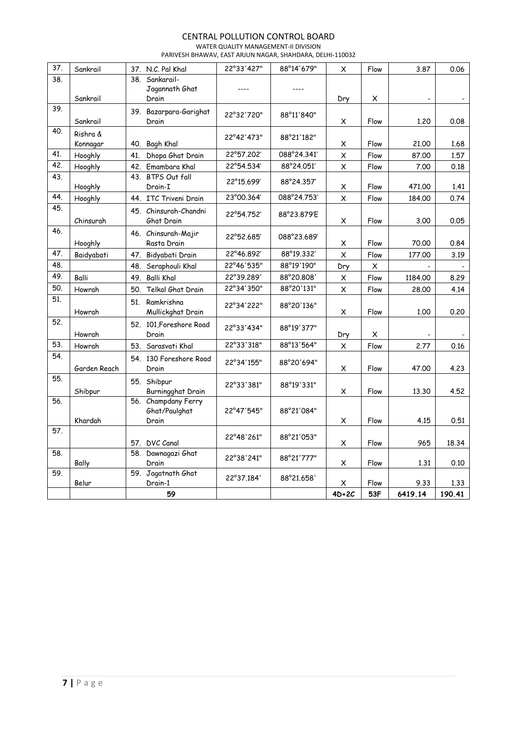| | | | | | | | | |
|---|---|---|---|---|---|---|---|---|
| 37. | Sankrail | 37. N.C. Pal Khal | 22°33'427" | 88°14'679" | X | Flow | 3.87 | 0.06 |
| 38. | Sankrail | 38. Sankarail-Jagannath Ghat Drain | ---- | ---- | Dry | X | - | - |
| 39. | Sankrail | 39. Bazarpara-Garighat Drain | 22°32'720" | 88°11'840" | X | Flow | 1.20 | 0.08 |
| 40. | Rishra & Konnagar | 40. Bagh Khal | 22°42'473" | 88°21'182" | X | Flow | 21.00 | 1.68 |
| 41. | Hooghly | 41. Dhopa Ghat Drain | 22°57.202' | 088°24.341' | X | Flow | 87.00 | 1.57 |
| 42. | Hooghly | 42. Emambara Khal | 22°54.534' | 88°24.051' | X | Flow | 7.00 | 0.18 |
| 43. | Hooghly | 43. BTPS Out fall Drain-I | 22°15.699' | 88°24.357' | X | Flow | 471.00 | 1.41 |
| 44. | Hooghly | 44. ITC Triveni Drain | 23°00.364' | 088°24.753' | X | Flow | 184.00 | 0.74 |
| 45. | Chinsurah | 45. Chinsurah-Chandni Ghat Drain | 22°54.752' | 88°23.879'E | X | Flow | 3.00 | 0.05 |
| 46. | Hooghly | 46. Chinsurah-Majir Rasta Drain | 22°52.685' | 088°23.689' | X | Flow | 70.00 | 0.84 |
| 47. | Baidyabati | 47. Bidyabati Drain | 22°46.892' | 88°19.332' | X | Flow | 177.00 | 3.19 |
| 48. | | 48. Seraphouli Khal | 22°46'535" | 88°19'190" | Dry | X | - | - |
| 49. | Balli | 49. Balli Khal | 22°39.289' | 88°20.808' | X | Flow | 1184.00 | 8.29 |
| 50. | Howrah | 50. Telkal Ghat Drain | 22°34'350" | 88°20'131" | X | Flow | 28.00 | 4.14 |
| 51. | Howrah | 51. Ramkrishna Mullickghat Drain | 22°34'222" | 88°20'136" | X | Flow | 1.00 | 0.20 |
| 52. | Howrah | 52. 101,Foreshore Road Drain | 22°33'434" | 88°19'377" | Dry | X | - | - |
| 53. | Howrah | 53. Sarasvati Khal | 22°33'318" | 88°13'564" | X | Flow | 2.77 | 0.16 |
| 54. | Garden Reach | 54. 130 Foreshore Road Drain | 22°34'155" | 88°20'694" | X | Flow | 47.00 | 4.23 |
| 55. | Shibpur | 55. Shibpur Burningghat Drain | 22°33'381" | 88°19'331" | X | Flow | 13.30 | 4.52 |
| 56. | Khardah | 56. Champdany Ferry Ghat/Paulghat Drain | 22°47'545" | 88°21'084" | X | Flow | 4.15 | 0.51 |
| 57. | | 57. DVC Canal | 22°48'261" | 88°21'053" | X | Flow | 965 | 18.34 |
| 58. | Bally | 58. Dawnagazi Ghat Drain | 22°38'241" | 88°21'777" | X | Flow | 1.31 | 0.10 |
| 59. | Belur | 59. Jagatnath Ghat Drain-1 | 22°37.184' | 88°21.658' | X | Flow | 9.33 | 1.33 |
| | | **59** | | | **4D+2C** | **53F** | **6419.14** | **190.41** |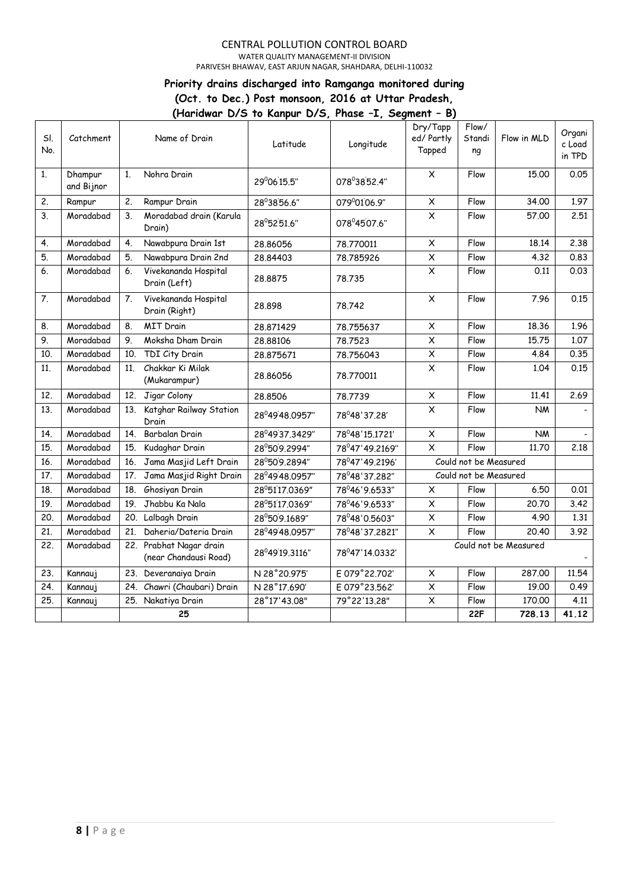CENTRAL POLLUTION CONTROL BOARD
WATER QUALITY MANAGEMENT-II DIVISION
PARIVESH BHAWAV, EAST ARJUN NAGAR, SHAHDARA, DELHI-110032

**Priority drains discharged into Ramganga monitored during (Oct. to Dec.) Post monsoon, 2016 at Uttar Pradesh, (Haridwar D/S to Kanpur D/S, Phase –I, Segment – B)**

| Sl. No. | Catchment | Name of Drain | Latitude | Longitude | Dry/Tapped/ Partly Tapped | Flow/ Standing | Flow in MLD | Organic Load in TPD |
|---|---|---|---|---|---|---|---|---|
| 1. | Dhampur and Bijnor | 1. Nohra Drain | 29°06'15.5" | 078°38'52.4" | X | Flow | 15.00 | 0.05 |
| 2. | Rampur | 2. Rampur Drain | 28°38'56.6" | 079°01'06.9" | X | Flow | 34.00 | 1.97 |
| 3. | Moradabad | 3. Moradabad drain (Karula Drain) | 28°52'51.6" | 078°45'07.6" | X | Flow | 57.00 | 2.51 |
| 4. | Moradabad | 4. Nawabpura Drain 1st | 28.86056 | 78.770011 | X | Flow | 18.14 | 2.38 |
| 5. | Moradabad | 5. Nawabpura Drain 2nd | 28.84403 | 78.785926 | X | Flow | 4.32 | 0.83 |
| 6. | Moradabad | 6. Vivekananda Hospital Drain (Left) | 28.8875 | 78.735 | X | Flow | 0.11 | 0.03 |
| 7. | Moradabad | 7. Vivekananda Hospital Drain (Right) | 28.898 | 78.742 | X | Flow | 7.96 | 0.15 |
| 8. | Moradabad | 8. MIT Drain | 28.871429 | 78.755637 | X | Flow | 18.36 | 1.96 |
| 9. | Moradabad | 9. Moksha Dham Drain | 28.88106 | 78.7523 | X | Flow | 15.75 | 1.07 |
| 10. | Moradabad | 10. TDI City Drain | 28.875671 | 78.756043 | X | Flow | 4.84 | 0.35 |
| 11. | Moradabad | 11. Chakkar Ki Milak (Mukarampur) | 28.86056 | 78.770011 | X | Flow | 1.04 | 0.15 |
| 12. | Moradabad | 12. Jigar Colony | 28.8506 | 78.7739 | X | Flow | 11.41 | 2.69 |
| 13. | Moradabad | 13. Katghar Railway Station Drain | 28°49'48.0957" | 78°48'37.28' | X | Flow | NM | - |
| 14. | Moradabad | 14. Barbalan Drain | 28°49'37.3429" | 78°48'15.1721' | X | Flow | NM | - |
| 15. | Moradabad | 15. Kudaghar Drain | 28°50'9.2994" | 78°47'49.2169" | X | Flow | 11.70 | 2.18 |
| 16. | Moradabad | 16. Jama Masjid Left Drain | 28°50'9.2894" | 78°47'49.2196' | Could not be Measured | | | |
| 17. | Moradabad | 17. Jama Masjid Right Drain | 28°49'48.0957" | 78°48'37.282" | Could not be Measured | | | |
| 18. | Moradabad | 18. Ghosiyan Drain | 28°51'17.0369" | 78°46'9.6533" | X | Flow | 6.50 | 0.01 |
| 19. | Moradabad | 19. Jhabbu Ka Nala | 28°51'17.0369" | 78°46'9.6533" | X | Flow | 20.70 | 3.42 |
| 20. | Moradabad | 20. Lalbagh Drain | 28°50'9.1689" | 78°48'0.5603" | X | Flow | 4.90 | 1.31 |
| 21. | Moradabad | 21. Daheria/Dateria Drain | 28°49'48.0957" | 78°48'37.2821" | X | Flow | 20.40 | 3.92 |
| 22. | Moradabad | 22. Prabhat Nagar drain (near Chandausi Road) | 28°49'19.3116" | 78°47'14.0332' | Could not be Measured | | | - |
| 23. | Kannauj | 23. Deveranaiya Drain | N 28°20.975' | E 079°22.702' | X | Flow | 287.00 | 11.54 |
| 24. | Kannauj | 24. Chawri (Chaubari) Drain | N 28°17.690' | E 079°23.562' | X | Flow | 19.00 | 0.49 |
| 25. | Kannauj | 25. Nakatiya Drain | 28°17'43.08" | 79°22'13.28" | X | Flow | 170.00 | 4.11 |
| | | 25 | | | | 22F | 728.13 | 41.12 |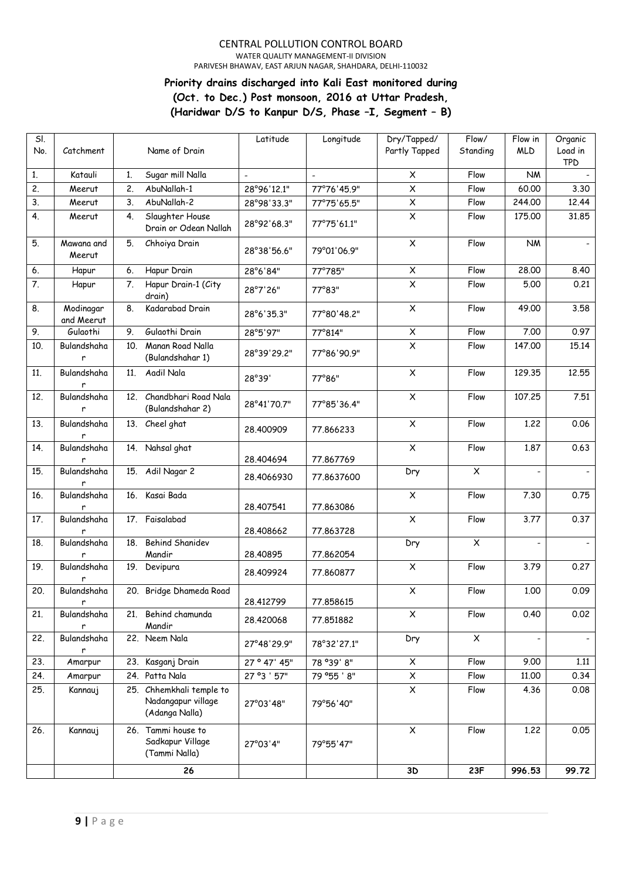CENTRAL POLLUTION CONTROL BOARD
WATER QUALITY MANAGEMENT-II DIVISION
PARIVESH BHAWAV, EAST ARJUN NAGAR, SHAHDARA, DELHI-110032

## Priority drains discharged into Kali East monitored during (Oct. to Dec.) Post monsoon, 2016 at Uttar Pradesh, (Haridwar D/S to Kanpur D/S, Phase –I, Segment – B)

| Sl. No. | Catchment | Name of Drain | Latitude | Longitude | Dry/Tapped/ Partly Tapped | Flow/ Standing | Flow in MLD | Organic Load in TPD |
|---|---|---|---|---|---|---|---|---|
| 1. | Katauli | 1. Sugar mill Nalla | - | - | X | Flow | NM | - |
| 2. | Meerut | 2. AbuNallah-1 | 28°96'12.1" | 77°76'45.9" | X | Flow | 60.00 | 3.30 |
| 3. | Meerut | 3. AbuNallah-2 | 28°98'33.3" | 77°75'65.5" | X | Flow | 244.00 | 12.44 |
| 4. | Meerut | 4. Slaughter House Drain or Odean Nallah | 28°92'68.3" | 77°75'61.1" | X | Flow | 175.00 | 31.85 |
| 5. | Mawana and Meerut | 5. Chhoiya Drain | 28°38'56.6" | 79°01'06.9" | X | Flow | NM | - |
| 6. | Hapur | 6. Hapur Drain | 28°6'84" | 77°785" | X | Flow | 28.00 | 8.40 |
| 7. | Hapur | 7. Hapur Drain-1 (City drain) | 28°7'26" | 77°83" | X | Flow | 5.00 | 0.21 |
| 8. | Modinagar and Meerut | 8. Kadarabad Drain | 28°6'35.3" | 77°80'48.2" | X | Flow | 49.00 | 3.58 |
| 9. | Gulaothi | 9. Gulaothi Drain | 28°5'97" | 77°814" | X | Flow | 7.00 | 0.97 |
| 10. | Bulandshahar | 10. Manan Road Nalla (Bulandshahar 1) | 28°39'29.2" | 77°86'90.9" | X | Flow | 147.00 | 15.14 |
| 11. | Bulandshahar | 11. Aadil Nala | 28°39' | 77°86" | X | Flow | 129.35 | 12.55 |
| 12. | Bulandshahar | 12. Chandbhari Road Nala (Bulandshahar 2) | 28°41'70.7" | 77°85'36.4" | X | Flow | 107.25 | 7.51 |
| 13. | Bulandshahar | 13. Cheel ghat | 28.400909 | 77.866233 | X | Flow | 1.22 | 0.06 |
| 14. | Bulandshahar | 14. Nahsal ghat | 28.404694 | 77.867769 | X | Flow | 1.87 | 0.63 |
| 15. | Bulandshahar | 15. Adil Nagar 2 | 28.4066930 | 77.8637600 | Dry | X | - | - |
| 16. | Bulandshahar | 16. Kasai Bada | 28.407541 | 77.863086 | X | Flow | 7.30 | 0.75 |
| 17. | Bulandshahar | 17. Faisalabad | 28.408662 | 77.863728 | X | Flow | 3.77 | 0.37 |
| 18. | Bulandshahar | 18. Behind Shanidev Mandir | 28.40895 | 77.862054 | Dry | X | - | - |
| 19. | Bulandshahar | 19. Devipura | 28.409924 | 77.860877 | X | Flow | 3.79 | 0.27 |
| 20. | Bulandshahar | 20. Bridge Dhameda Road | 28.412799 | 77.858615 | X | Flow | 1.00 | 0.09 |
| 21. | Bulandshahar | 21. Behind chamunda Mandir | 28.420068 | 77.851882 | X | Flow | 0.40 | 0.02 |
| 22. | Bulandshahar | 22. Neem Nala | 27°48'29.9" | 78°32'27.1" | Dry | X | - | - |
| 23. | Amarpur | 23. Kasganj Drain | 27 ° 47' 45" | 78 °39' 8" | X | Flow | 9.00 | 1.11 |
| 24. | Amarpur | 24. Patta Nala | 27 °3 ' 57" | 79 °55 ' 8" | X | Flow | 11.00 | 0.34 |
| 25. | Kannauj | 25. Chhemkhali temple to Nadangapur village (Adanga Nalla) | 27°03'48" | 79°56'40" | X | Flow | 4.36 | 0.08 |
| 26. | Kannauj | 26. Tammi house to Sadkapur Village (Tammi Nalla) | 27°03'4" | 79°55'47" | X | Flow | 1.22 | 0.05 |
| | | 26 | | | 3D | 23F | 996.53 | 99.72 |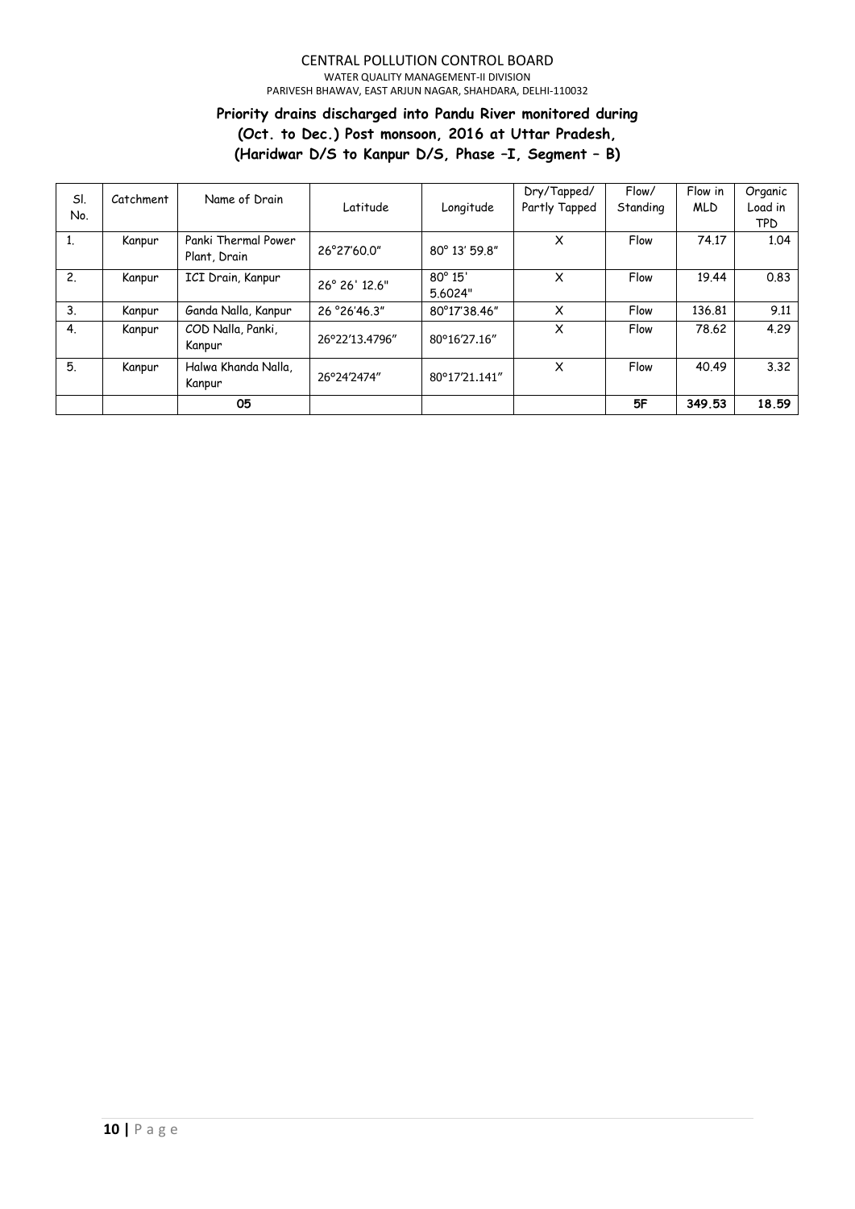CENTRAL POLLUTION CONTROL BOARD

WATER QUALITY MANAGEMENT-II DIVISION

PARIVESH BHAWAV, EAST ARJUN NAGAR, SHAHDARA, DELHI-110032

### Priority drains discharged into Pandu River monitored during (Oct. to Dec.) Post monsoon, 2016 at Uttar Pradesh, (Haridwar D/S to Kanpur D/S, Phase –I, Segment – B)

| Sl. No. | Catchment | Name of Drain | Latitude | Longitude | Dry/Tapped/ Partly Tapped | Flow/ Standing | Flow in MLD | Organic Load in TPD |
|---|---|---|---|---|---|---|---|---|
| 1. | Kanpur | Panki Thermal Power Plant, Drain | 26°27'60.0" | 80° 13' 59.8" | X | Flow | 74.17 | 1.04 |
| 2. | Kanpur | ICI Drain, Kanpur | 26° 26' 12.6" | 80° 15' 5.6024" | X | Flow | 19.44 | 0.83 |
| 3. | Kanpur | Ganda Nalla, Kanpur | 26 °26'46.3" | 80°17'38.46" | X | Flow | 136.81 | 9.11 |
| 4. | Kanpur | COD Nalla, Panki, Kanpur | 26°22'13.4796" | 80°16'27.16" | X | Flow | 78.62 | 4.29 |
| 5. | Kanpur | Halwa Khanda Nalla, Kanpur | 26°24'2474" | 80°17'21.141" | X | Flow | 40.49 | 3.32 |
| | | **05** | | | | **5F** | **349.53** | **18.59** |